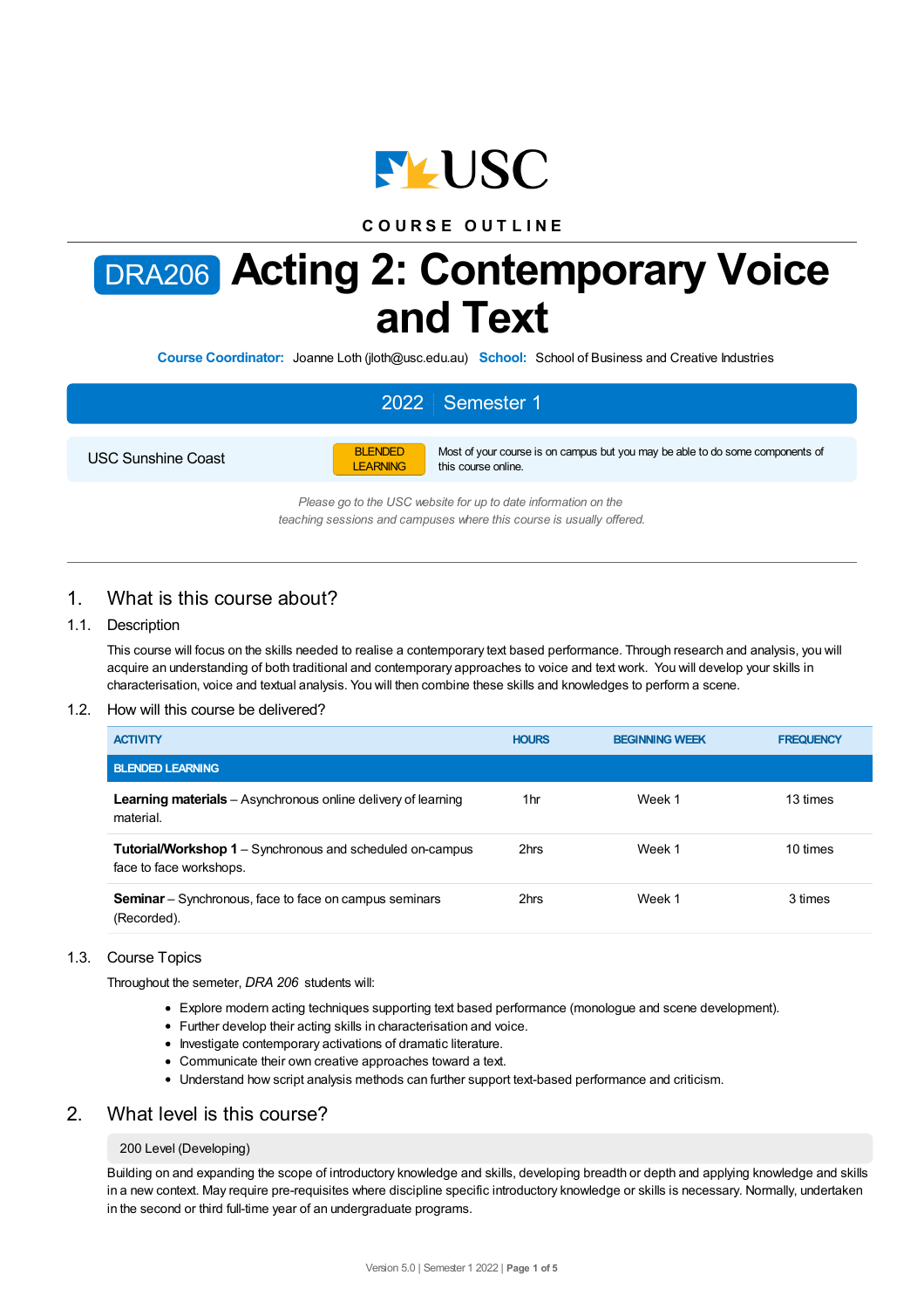COURSE OUTLINE

# DRA206 Acting 2: Contemporary Voice and Text

**Course Coordinator:** Joanne Loth (jloth@usc.edu.au) **School:** School of Business and Creative Industries

| 2022 | Semester 1 |
|---|---|

| USC Sunshine Coast | BLENDED LEARNING | Most of your course is on campus but you may be able to do some components of this course online. |
|---|---|---|

*Please go to the USC website for up to date information on the teaching sessions and campuses where this course is usually offered.*

## 1. What is this course about?

### 1.1. Description

This course will focus on the skills needed to realise a contemporary text based performance. Through research and analysis, you will acquire an understanding of both traditional and contemporary approaches to voice and text work. You will develop your skills in characterisation, voice and textual analysis. You will then combine these skills and knowledges to perform a scene.

### 1.2. How will this course be delivered?

| ACTIVITY | HOURS | BEGINNING WEEK | FREQUENCY |
|---|---|---|---|
| **BLENDED LEARNING** | | | |
| **Learning materials** – Asynchronous online delivery of learning material. | 1hr | Week 1 | 13 times |
| **Tutorial/Workshop 1** – Synchronous and scheduled on-campus face to face workshops. | 2hrs | Week 1 | 10 times |
| **Seminar** – Synchronous, face to face on campus seminars (Recorded). | 2hrs | Week 1 | 3 times |

### 1.3. Course Topics

Throughout the semester, *DRA 206* students will:

- Explore modern acting techniques supporting text based performance (monologue and scene development).
- Further develop their acting skills in characterisation and voice.
- Investigate contemporary activations of dramatic literature.
- Communicate their own creative approaches toward a text.
- Understand how script analysis methods can further support text-based performance and criticism.

## 2. What level is this course?

200 Level (Developing)

Building on and expanding the scope of introductory knowledge and skills, developing breadth or depth and applying knowledge and skills in a new context. May require pre-requisites where discipline specific introductory knowledge or skills is necessary. Normally, undertaken in the second or third full-time year of an undergraduate programs.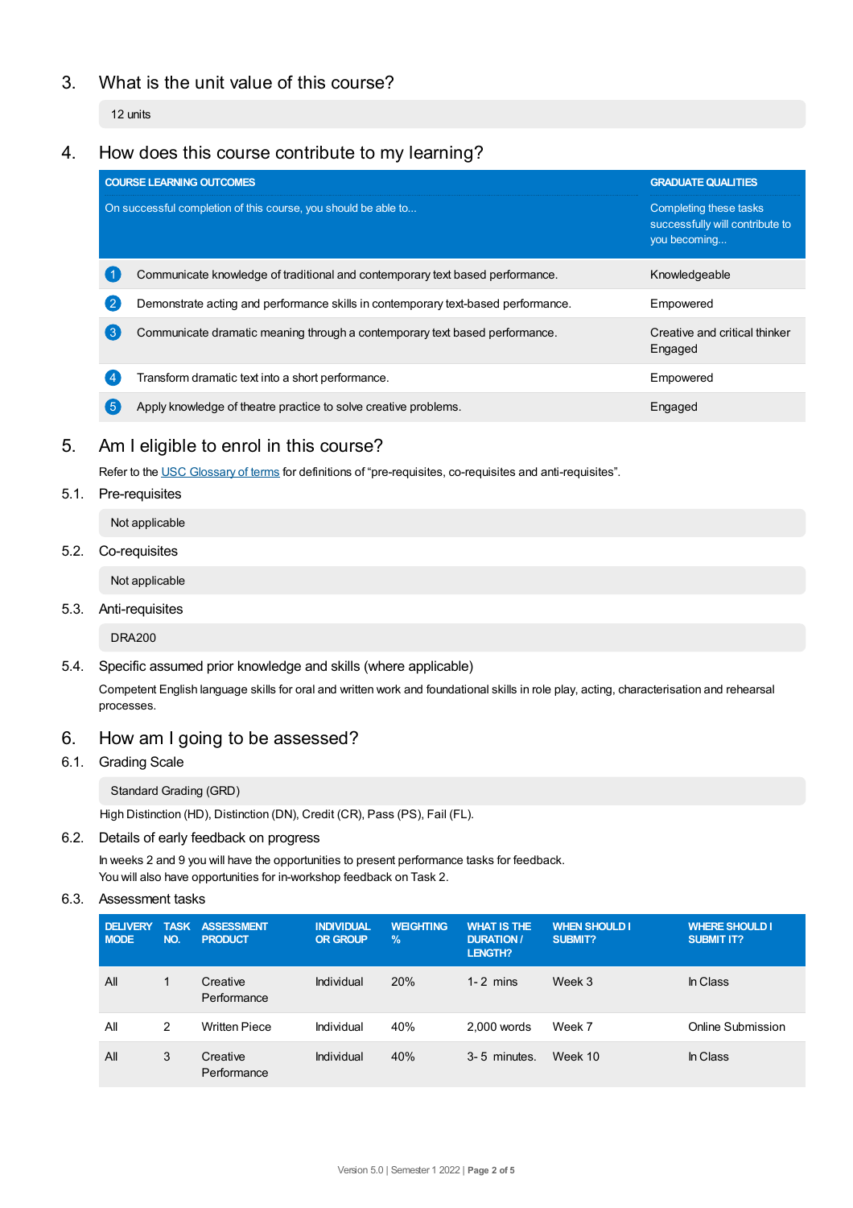## 3. What is the unit value of this course?

12 units

## 4. How does this course contribute to my learning?

| COURSE LEARNING OUTCOMES<br>On successful completion of this course, you should be able to... | GRADUATE QUALITIES<br>Completing these tasks successfully will contribute to you becoming... |
|---|---|
| 1 Communicate knowledge of traditional and contemporary text based performance. | Knowledgeable |
| 2 Demonstrate acting and performance skills in contemporary text-based performance. | Empowered |
| 3 Communicate dramatic meaning through a contemporary text based performance. | Creative and critical thinker<br>Engaged |
| 4 Transform dramatic text into a short performance. | Empowered |
| 5 Apply knowledge of theatre practice to solve creative problems. | Engaged |

## 5. Am I eligible to enrol in this course?

Refer to the USC Glossary of terms for definitions of “pre-requisites, co-requisites and anti-requisites”.

### 5.1. Pre-requisites

Not applicable

### 5.2. Co-requisites

Not applicable

### 5.3. Anti-requisites

DRA200

### 5.4. Specific assumed prior knowledge and skills (where applicable)

Competent English language skills for oral and written work and foundational skills in role play, acting, characterisation and rehearsal processes.

## 6. How am I going to be assessed?

### 6.1. Grading Scale

Standard Grading (GRD)

High Distinction (HD), Distinction (DN), Credit (CR), Pass (PS), Fail (FL).

### 6.2. Details of early feedback on progress

In weeks 2 and 9 you will have the opportunities to present performance tasks for feedback.
You will also have opportunities for in-workshop feedback on Task 2.

### 6.3. Assessment tasks

| DELIVERY MODE | TASK NO. | ASSESSMENT PRODUCT | INDIVIDUAL OR GROUP | WEIGHTING % | WHAT IS THE DURATION / LENGTH? | WHEN SHOULD I SUBMIT? | WHERE SHOULD I SUBMIT IT? |
|---|---|---|---|---|---|---|---|
| All | 1 | Creative Performance | Individual | 20% | 1- 2 mins | Week 3 | In Class |
| All | 2 | Written Piece | Individual | 40% | 2,000 words | Week 7 | Online Submission |
| All | 3 | Creative Performance | Individual | 40% | 3- 5 minutes. | Week 10 | In Class |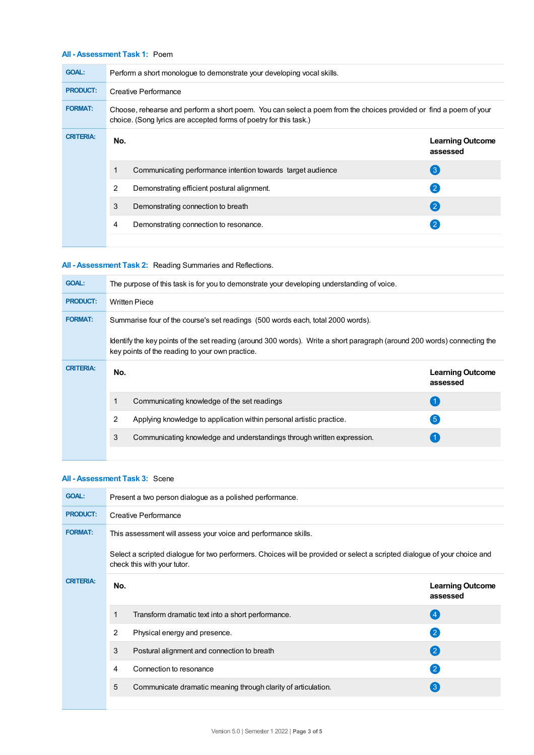### All - Assessment Task 1: Poem

**GOAL:** Perform a short monologue to demonstrate your developing vocal skills.

**PRODUCT:** Creative Performance

**FORMAT:** Choose, rehearse and perform a short poem. You can select a poem from the choices provided or find a poem of your choice. (Song lyrics are accepted forms of poetry for this task.)

**CRITERIA:**

| No. | | Learning Outcome assessed |
|---|---|---|
| 1 | Communicating performance intention towards target audience | 3 |
| 2 | Demonstrating efficient postural alignment. | 2 |
| 3 | Demonstrating connection to breath | 2 |
| 4 | Demonstrating connection to resonance. | 2 |

### All - Assessment Task 2: Reading Summaries and Reflections.

**GOAL:** The purpose of this task is for you to demonstrate your developing understanding of voice.

**PRODUCT:** Written Piece

**FORMAT:** Summarise four of the course's set readings (500 words each, total 2000 words).

Identify the key points of the set reading (around 300 words). Write a short paragraph (around 200 words) connecting the key points of the reading to your own practice.

**CRITERIA:**

| No. | | Learning Outcome assessed |
|---|---|---|
| 1 | Communicating knowledge of the set readings | 1 |
| 2 | Applying knowledge to application within personal artistic practice. | 5 |
| 3 | Communicating knowledge and understandings through written expression. | 1 |

### All - Assessment Task 3: Scene

**GOAL:** Present a two person dialogue as a polished performance.

**PRODUCT:** Creative Performance

**FORMAT:** This assessment will assess your voice and performance skills.

Select a scripted dialogue for two performers. Choices will be provided or select a scripted dialogue of your choice and check this with your tutor.

**CRITERIA:**

| No. | | Learning Outcome assessed |
|---|---|---|
| 1 | Transform dramatic text into a short performance. | 4 |
| 2 | Physical energy and presence. | 2 |
| 3 | Postural alignment and connection to breath | 2 |
| 4 | Connection to resonance | 2 |
| 5 | Communicate dramatic meaning through clarity of articulation. | 3 |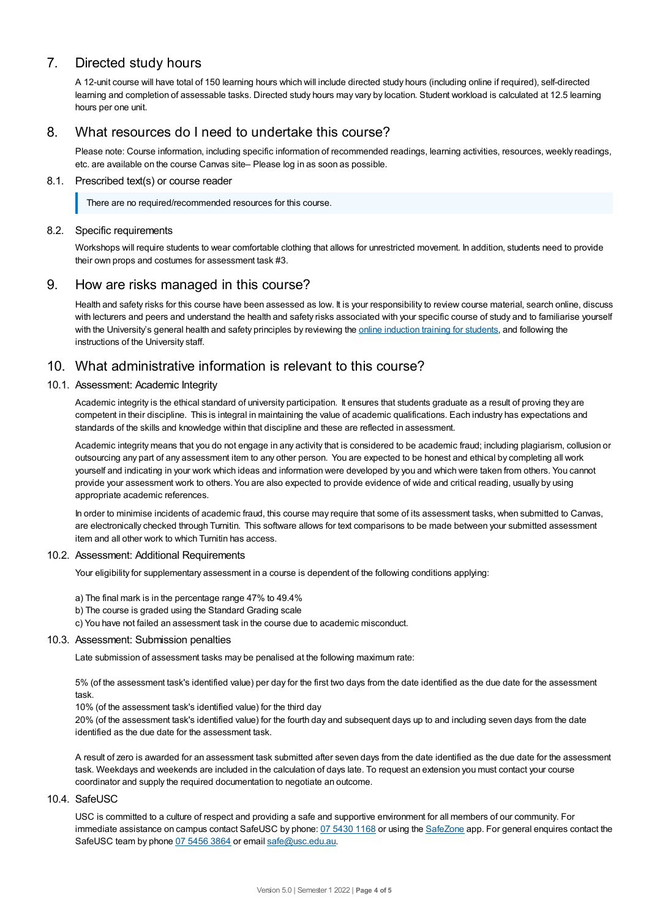## 7. Directed study hours

A 12-unit course will have total of 150 learning hours which will include directed study hours (including online if required), self-directed learning and completion of assessable tasks. Directed study hours may vary by location. Student workload is calculated at 12.5 learning hours per one unit.

## 8. What resources do I need to undertake this course?

Please note: Course information, including specific information of recommended readings, learning activities, resources, weekly readings, etc. are available on the course Canvas site– Please log in as soon as possible.

### 8.1. Prescribed text(s) or course reader

> There are no required/recommended resources for this course.

### 8.2. Specific requirements

Workshops will require students to wear comfortable clothing that allows for unrestricted movement. In addition, students need to provide their own props and costumes for assessment task #3.

## 9. How are risks managed in this course?

Health and safety risks for this course have been assessed as low. It is your responsibility to review course material, search online, discuss with lecturers and peers and understand the health and safety risks associated with your specific course of study and to familiarise yourself with the University's general health and safety principles by reviewing the [online induction training for students](), and following the instructions of the University staff.

## 10. What administrative information is relevant to this course?

### 10.1. Assessment: Academic Integrity

Academic integrity is the ethical standard of university participation. It ensures that students graduate as a result of proving they are competent in their discipline. This is integral in maintaining the value of academic qualifications. Each industry has expectations and standards of the skills and knowledge within that discipline and these are reflected in assessment.

Academic integrity means that you do not engage in any activity that is considered to be academic fraud; including plagiarism, collusion or outsourcing any part of any assessment item to any other person. You are expected to be honest and ethical by completing all work yourself and indicating in your work which ideas and information were developed by you and which were taken from others. You cannot provide your assessment work to others. You are also expected to provide evidence of wide and critical reading, usually by using appropriate academic references.

In order to minimise incidents of academic fraud, this course may require that some of its assessment tasks, when submitted to Canvas, are electronically checked through Turnitin. This software allows for text comparisons to be made between your submitted assessment item and all other work to which Turnitin has access.

### 10.2. Assessment: Additional Requirements

Your eligibility for supplementary assessment in a course is dependent of the following conditions applying:

a) The final mark is in the percentage range 47% to 49.4%
b) The course is graded using the Standard Grading scale
c) You have not failed an assessment task in the course due to academic misconduct.

### 10.3. Assessment: Submission penalties

Late submission of assessment tasks may be penalised at the following maximum rate:

5% (of the assessment task's identified value) per day for the first two days from the date identified as the due date for the assessment task.
10% (of the assessment task's identified value) for the third day
20% (of the assessment task's identified value) for the fourth day and subsequent days up to and including seven days from the date identified as the due date for the assessment task.

A result of zero is awarded for an assessment task submitted after seven days from the date identified as the due date for the assessment task. Weekdays and weekends are included in the calculation of days late. To request an extension you must contact your course coordinator and supply the required documentation to negotiate an outcome.

### 10.4. SafeUSC

USC is committed to a culture of respect and providing a safe and supportive environment for all members of our community. For immediate assistance on campus contact SafeUSC by phone: 07 5430 1168 or using the SafeZone app. For general enquires contact the SafeUSC team by phone 07 5456 3864 or email safe@usc.edu.au.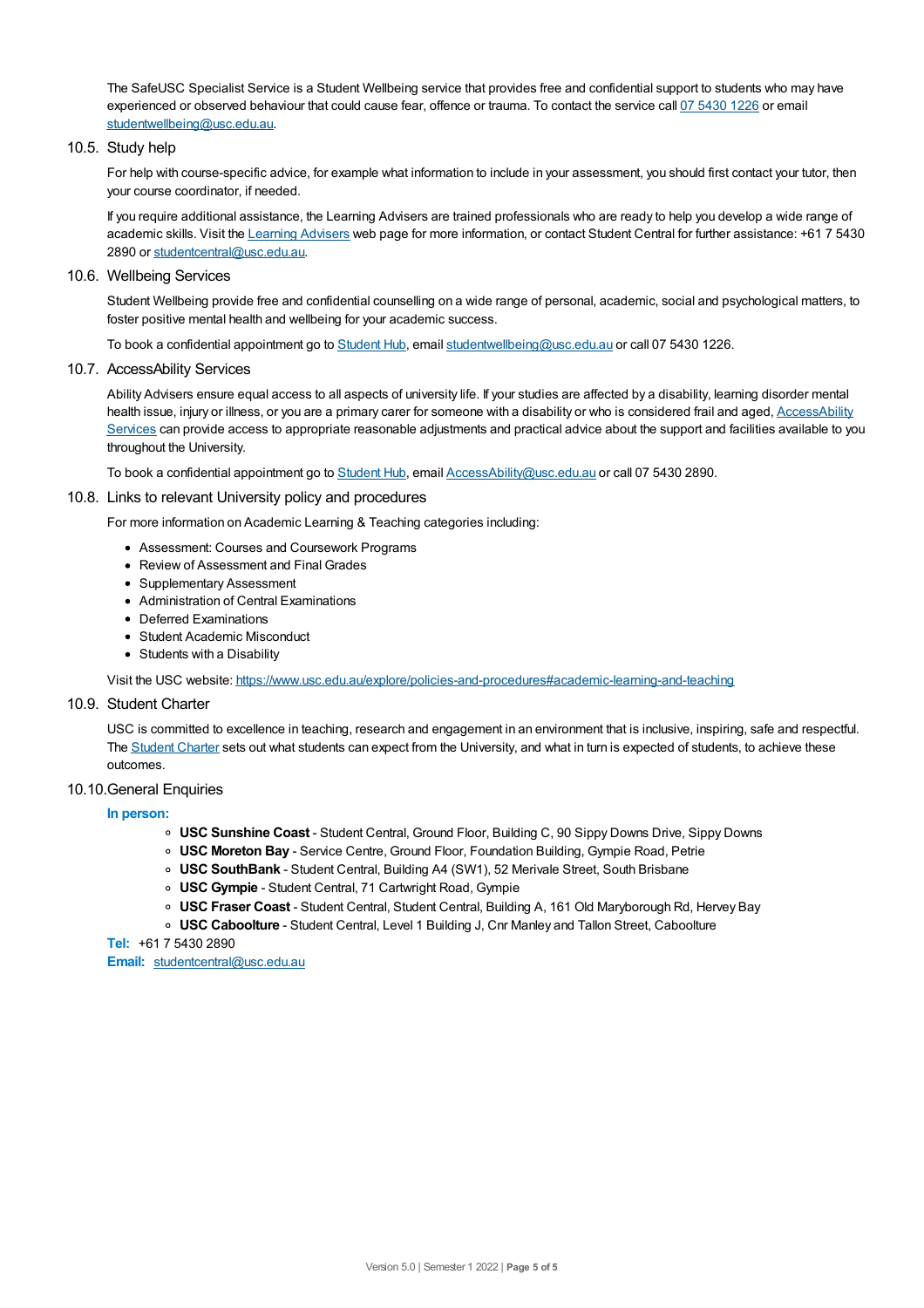The SafeUSC Specialist Service is a Student Wellbeing service that provides free and confidential support to students who may have experienced or observed behaviour that could cause fear, offence or trauma. To contact the service call [07 5430 1226](#) or email [studentwellbeing@usc.edu.au](mailto:studentwellbeing@usc.edu.au).

### 10.5. Study help

For help with course-specific advice, for example what information to include in your assessment, you should first contact your tutor, then your course coordinator, if needed.

If you require additional assistance, the Learning Advisers are trained professionals who are ready to help you develop a wide range of academic skills. Visit the [Learning Advisers](#) web page for more information, or contact Student Central for further assistance: +61 7 5430 2890 or [studentcentral@usc.edu.au](mailto:studentcentral@usc.edu.au).

### 10.6. Wellbeing Services

Student Wellbeing provide free and confidential counselling on a wide range of personal, academic, social and psychological matters, to foster positive mental health and wellbeing for your academic success.

To book a confidential appointment go to [Student Hub](#), email [studentwellbeing@usc.edu.au](mailto:studentwellbeing@usc.edu.au) or call 07 5430 1226.

### 10.7. AccessAbility Services

Ability Advisers ensure equal access to all aspects of university life. If your studies are affected by a disability, learning disorder mental health issue, injury or illness, or you are a primary carer for someone with a disability or who is considered frail and aged, [AccessAbility Services](#) can provide access to appropriate reasonable adjustments and practical advice about the support and facilities available to you throughout the University.

To book a confidential appointment go to [Student Hub](#), email [AccessAbility@usc.edu.au](mailto:AccessAbility@usc.edu.au) or call 07 5430 2890.

### 10.8. Links to relevant University policy and procedures

For more information on Academic Learning & Teaching categories including:

- Assessment: Courses and Coursework Programs
- Review of Assessment and Final Grades
- Supplementary Assessment
- Administration of Central Examinations
- Deferred Examinations
- Student Academic Misconduct
- Students with a Disability

Visit the USC website: [https://www.usc.edu.au/explore/policies-and-procedures#academic-learning-and-teaching](https://www.usc.edu.au/explore/policies-and-procedures#academic-learning-and-teaching)

### 10.9. Student Charter

USC is committed to excellence in teaching, research and engagement in an environment that is inclusive, inspiring, safe and respectful. The [Student Charter](#) sets out what students can expect from the University, and what in turn is expected of students, to achieve these outcomes.

### 10.10. General Enquiries

**In person:**

- **USC Sunshine Coast** - Student Central, Ground Floor, Building C, 90 Sippy Downs Drive, Sippy Downs
- **USC Moreton Bay** - Service Centre, Ground Floor, Foundation Building, Gympie Road, Petrie
- **USC SouthBank** - Student Central, Building A4 (SW1), 52 Merivale Street, South Brisbane
- **USC Gympie** - Student Central, 71 Cartwright Road, Gympie
- **USC Fraser Coast** - Student Central, Student Central, Building A, 161 Old Maryborough Rd, Hervey Bay
- **USC Caboolture** - Student Central, Level 1 Building J, Cnr Manley and Tallon Street, Caboolture

**Tel:** +61 7 5430 2890

**Email:** [studentcentral@usc.edu.au](mailto:studentcentral@usc.edu.au)